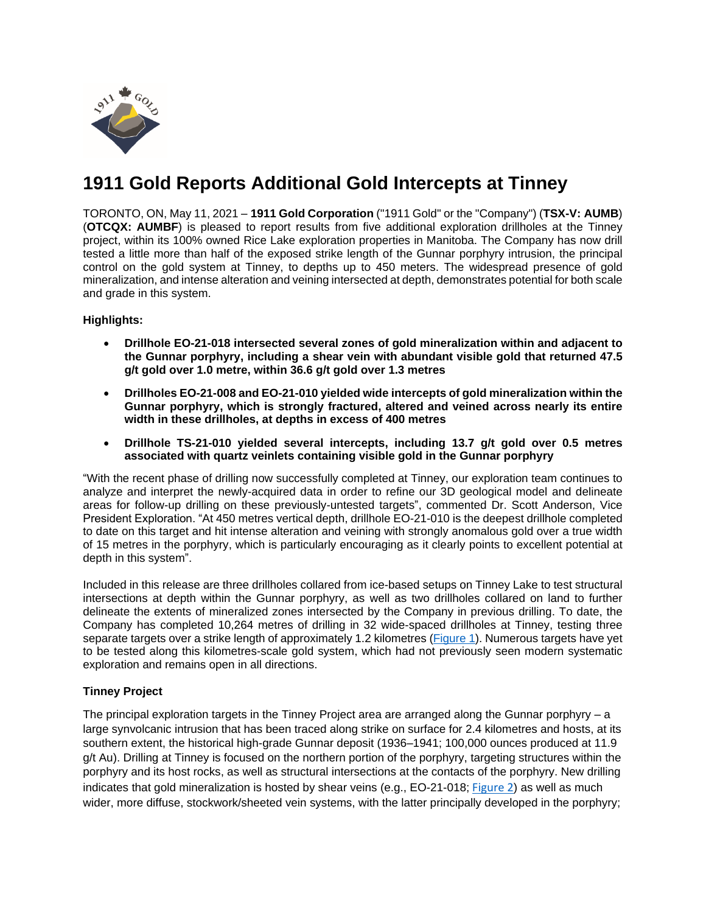# 1911 Gold Reports Additional Gold Intercepts at Tinney

TORONTO, ON, May 11, 2021 – **1911 Gold Corporation** ("1911 Gold" or the "Company") (**TSX-V: AUMB**) (**OTCQX: AUMBF**) is pleased to report results from five additional exploration drillholes at the Tinney project, within its 100% owned Rice Lake exploration properties in Manitoba. The Company has now drill tested a little more than half of the exposed strike length of the Gunnar porphyry intrusion, the principal control on the gold system at Tinney, to depths up to 450 meters. The widespread presence of gold mineralization, and intense alteration and veining intersected at depth, demonstrates potential for both scale and grade in this system.

**Highlights:**

- **Drillhole EO-21-018 intersected several zones of gold mineralization within and adjacent to the Gunnar porphyry, including a shear vein with abundant visible gold that returned 47.5 g/t gold over 1.0 metre, within 36.6 g/t gold over 1.3 metres**
- **Drillholes EO-21-008 and EO-21-010 yielded wide intercepts of gold mineralization within the Gunnar porphyry, which is strongly fractured, altered and veined across nearly its entire width in these drillholes, at depths in excess of 400 metres**
- **Drillhole TS-21-010 yielded several intercepts, including 13.7 g/t gold over 0.5 metres associated with quartz veinlets containing visible gold in the Gunnar porphyry**

"With the recent phase of drilling now successfully completed at Tinney, our exploration team continues to analyze and interpret the newly-acquired data in order to refine our 3D geological model and delineate areas for follow-up drilling on these previously-untested targets", commented Dr. Scott Anderson, Vice President Exploration. "At 450 metres vertical depth, drillhole EO-21-010 is the deepest drillhole completed to date on this target and hit intense alteration and veining with strongly anomalous gold over a true width of 15 metres in the porphyry, which is particularly encouraging as it clearly points to excellent potential at depth in this system".

Included in this release are three drillholes collared from ice-based setups on Tinney Lake to test structural intersections at depth within the Gunnar porphyry, as well as two drillholes collared on land to further delineate the extents of mineralized zones intersected by the Company in previous drilling. To date, the Company has completed 10,264 metres of drilling in 32 wide-spaced drillholes at Tinney, testing three separate targets over a strike length of approximately 1.2 kilometres (Figure 1). Numerous targets have yet to be tested along this kilometres-scale gold system, which had not previously seen modern systematic exploration and remains open in all directions.

**Tinney Project**

The principal exploration targets in the Tinney Project area are arranged along the Gunnar porphyry – a large synvolcanic intrusion that has been traced along strike on surface for 2.4 kilometres and hosts, at its southern extent, the historical high-grade Gunnar deposit (1936–1941; 100,000 ounces produced at 11.9 g/t Au). Drilling at Tinney is focused on the northern portion of the porphyry, targeting structures within the porphyry and its host rocks, as well as structural intersections at the contacts of the porphyry. New drilling indicates that gold mineralization is hosted by shear veins (e.g., EO-21-018; Figure 2) as well as much wider, more diffuse, stockwork/sheeted vein systems, with the latter principally developed in the porphyry;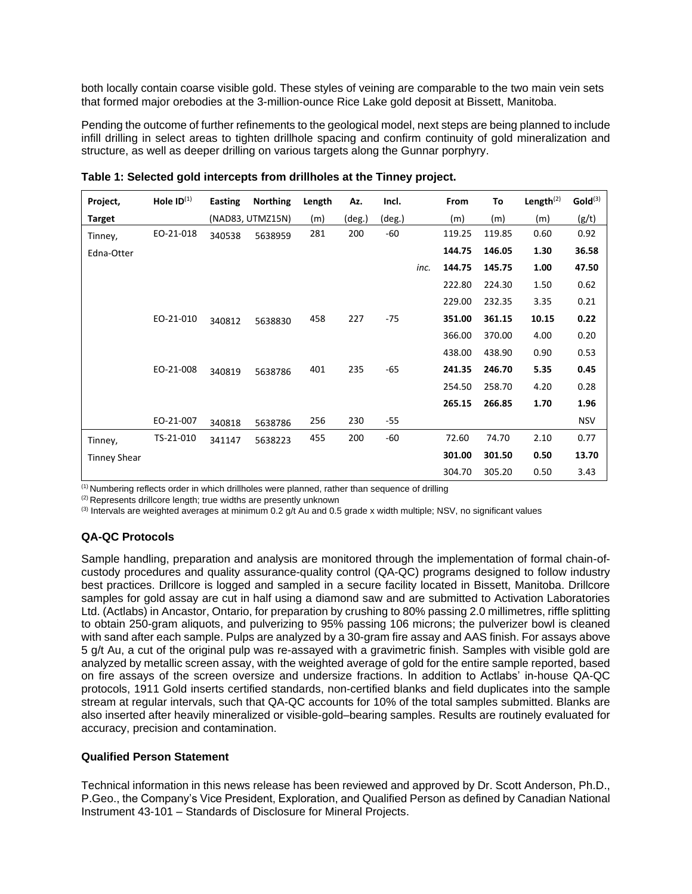both locally contain coarse visible gold. These styles of veining are comparable to the two main vein sets that formed major orebodies at the 3-million-ounce Rice Lake gold deposit at Bissett, Manitoba.

Pending the outcome of further refinements to the geological model, next steps are being planned to include infill drilling in select areas to tighten drillhole spacing and confirm continuity of gold mineralization and structure, as well as deeper drilling on various targets along the Gunnar porphyry.

**Table 1: Selected gold intercepts from drillholes at the Tinney project.**

| Project, | Hole ID[1] | Easting | Northing | Length | Az. | Incl. | | From | To | Length[2] | Gold[3] |
|---|---|---|---|---|---|---|---|---|---|---|---|
| Target | | (NAD83, UTMZ15N) | | (m) | (deg.) | (deg.) | | (m) | (m) | (m) | (g/t) |
| Tinney, | EO-21-018 | 340538 | 5638959 | 281 | 200 | -60 | | 119.25 | 119.85 | 0.60 | 0.92 |
| Edna-Otter | | | | | | | | **144.75** | **146.05** | **1.30** | **36.58** |
| | | | | | | | *inc.* | **144.75** | **145.75** | **1.00** | **47.50** |
| | | | | | | | | 222.80 | 224.30 | 1.50 | 0.62 |
| | | | | | | | | 229.00 | 232.35 | 3.35 | 0.21 |
| | EO-21-010 | 340812 | 5638830 | 458 | 227 | -75 | | **351.00** | **361.15** | **10.15** | **0.22** |
| | | | | | | | | 366.00 | 370.00 | 4.00 | 0.20 |
| | | | | | | | | 438.00 | 438.90 | 0.90 | 0.53 |
| | EO-21-008 | 340819 | 5638786 | 401 | 235 | -65 | | **241.35** | **246.70** | **5.35** | **0.45** |
| | | | | | | | | 254.50 | 258.70 | 4.20 | 0.28 |
| | | | | | | | | **265.15** | **266.85** | **1.70** | **1.96** |
| | EO-21-007 | 340818 | 5638786 | 256 | 230 | -55 | | | | | NSV |
| Tinney, | TS-21-010 | 341147 | 5638223 | 455 | 200 | -60 | | 72.60 | 74.70 | 2.10 | 0.77 |
| Tinney Shear | | | | | | | | **301.00** | **301.50** | **0.50** | **13.70** |
| | | | | | | | | 304.70 | 305.20 | 0.50 | 3.43 |

[1] Numbering reflects order in which drillholes were planned, rather than sequence of drilling
[2] Represents drillcore length; true widths are presently unknown
[3] Intervals are weighted averages at minimum 0.2 g/t Au and 0.5 grade x width multiple; NSV, no significant values

### QA-QC Protocols

Sample handling, preparation and analysis are monitored through the implementation of formal chain-of-custody procedures and quality assurance-quality control (QA-QC) programs designed to follow industry best practices. Drillcore is logged and sampled in a secure facility located in Bissett, Manitoba. Drillcore samples for gold assay are cut in half using a diamond saw and are submitted to Activation Laboratories Ltd. (Actlabs) in Ancastor, Ontario, for preparation by crushing to 80% passing 2.0 millimetres, riffle splitting to obtain 250-gram aliquots, and pulverizing to 95% passing 106 microns; the pulverizer bowl is cleaned with sand after each sample. Pulps are analyzed by a 30-gram fire assay and AAS finish. For assays above 5 g/t Au, a cut of the original pulp was re-assayed with a gravimetric finish. Samples with visible gold are analyzed by metallic screen assay, with the weighted average of gold for the entire sample reported, based on fire assays of the screen oversize and undersize fractions. In addition to Actlabs' in-house QA-QC protocols, 1911 Gold inserts certified standards, non-certified blanks and field duplicates into the sample stream at regular intervals, such that QA-QC accounts for 10% of the total samples submitted. Blanks are also inserted after heavily mineralized or visible-gold–bearing samples. Results are routinely evaluated for accuracy, precision and contamination.

### Qualified Person Statement

Technical information in this news release has been reviewed and approved by Dr. Scott Anderson, Ph.D., P.Geo., the Company's Vice President, Exploration, and Qualified Person as defined by Canadian National Instrument 43-101 – Standards of Disclosure for Mineral Projects.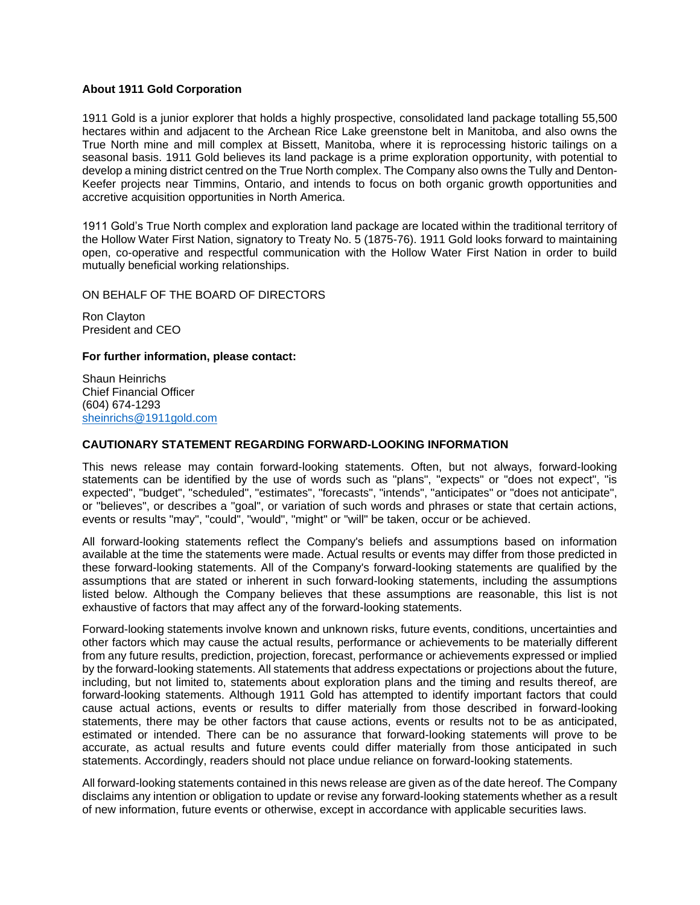**About 1911 Gold Corporation**

1911 Gold is a junior explorer that holds a highly prospective, consolidated land package totalling 55,500 hectares within and adjacent to the Archean Rice Lake greenstone belt in Manitoba, and also owns the True North mine and mill complex at Bissett, Manitoba, where it is reprocessing historic tailings on a seasonal basis. 1911 Gold believes its land package is a prime exploration opportunity, with potential to develop a mining district centred on the True North complex. The Company also owns the Tully and Denton-Keefer projects near Timmins, Ontario, and intends to focus on both organic growth opportunities and accretive acquisition opportunities in North America.

1911 Gold's True North complex and exploration land package are located within the traditional territory of the Hollow Water First Nation, signatory to Treaty No. 5 (1875-76). 1911 Gold looks forward to maintaining open, co-operative and respectful communication with the Hollow Water First Nation in order to build mutually beneficial working relationships.

ON BEHALF OF THE BOARD OF DIRECTORS

Ron Clayton
President and CEO

**For further information, please contact:**

Shaun Heinrichs
Chief Financial Officer
(604) 674-1293
sheinrichs@1911gold.com

**CAUTIONARY STATEMENT REGARDING FORWARD-LOOKING INFORMATION**

This news release may contain forward-looking statements. Often, but not always, forward-looking statements can be identified by the use of words such as "plans", "expects" or "does not expect", "is expected", "budget", "scheduled", "estimates", "forecasts", "intends", "anticipates" or "does not anticipate", or "believes", or describes a "goal", or variation of such words and phrases or state that certain actions, events or results "may", "could", "would", "might" or "will" be taken, occur or be achieved.

All forward-looking statements reflect the Company's beliefs and assumptions based on information available at the time the statements were made. Actual results or events may differ from those predicted in these forward-looking statements. All of the Company's forward-looking statements are qualified by the assumptions that are stated or inherent in such forward-looking statements, including the assumptions listed below. Although the Company believes that these assumptions are reasonable, this list is not exhaustive of factors that may affect any of the forward-looking statements.

Forward-looking statements involve known and unknown risks, future events, conditions, uncertainties and other factors which may cause the actual results, performance or achievements to be materially different from any future results, prediction, projection, forecast, performance or achievements expressed or implied by the forward-looking statements. All statements that address expectations or projections about the future, including, but not limited to, statements about exploration plans and the timing and results thereof, are forward-looking statements. Although 1911 Gold has attempted to identify important factors that could cause actual actions, events or results to differ materially from those described in forward-looking statements, there may be other factors that cause actions, events or results not to be as anticipated, estimated or intended. There can be no assurance that forward-looking statements will prove to be accurate, as actual results and future events could differ materially from those anticipated in such statements. Accordingly, readers should not place undue reliance on forward-looking statements.

All forward-looking statements contained in this news release are given as of the date hereof. The Company disclaims any intention or obligation to update or revise any forward-looking statements whether as a result of new information, future events or otherwise, except in accordance with applicable securities laws.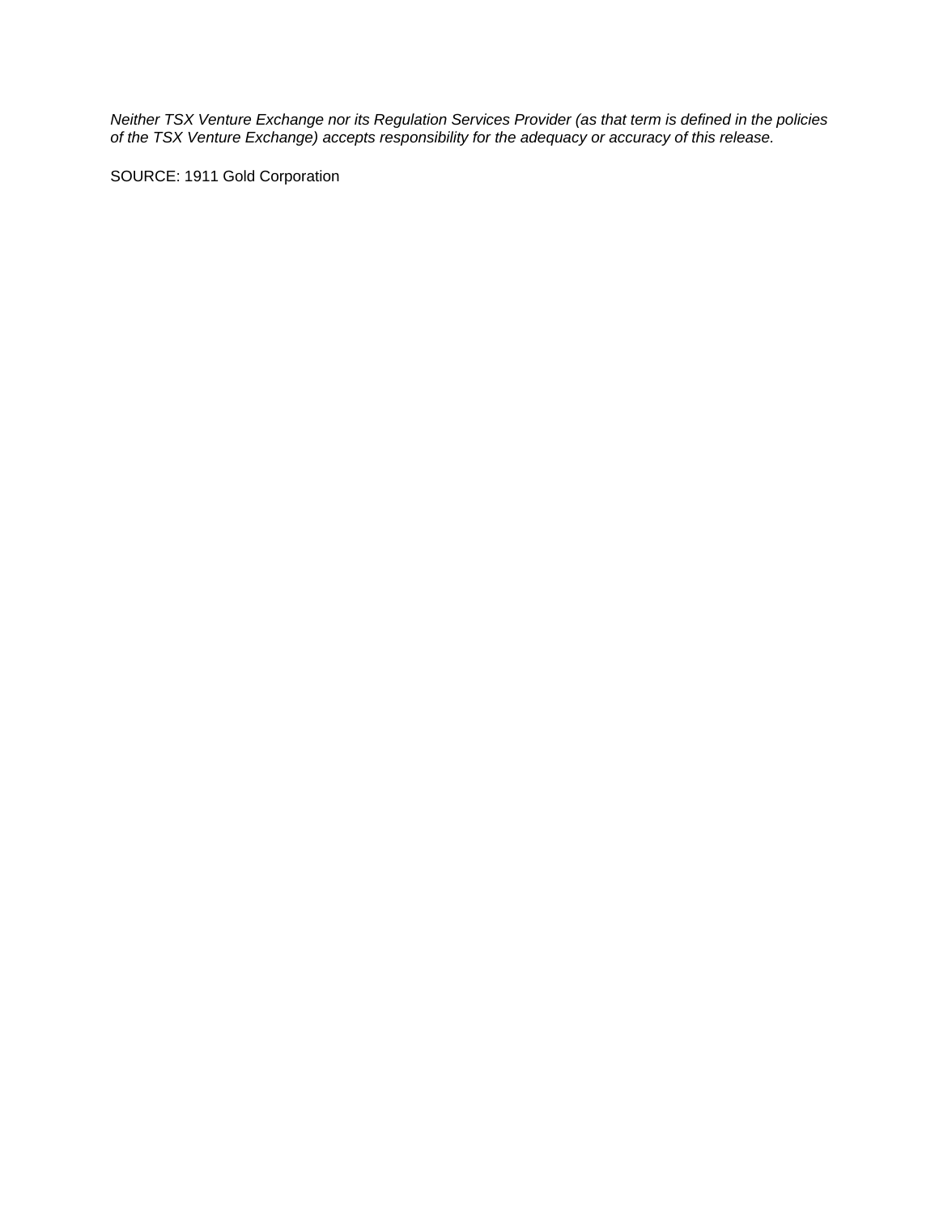*Neither TSX Venture Exchange nor its Regulation Services Provider (as that term is defined in the policies of the TSX Venture Exchange) accepts responsibility for the adequacy or accuracy of this release.*

SOURCE: 1911 Gold Corporation